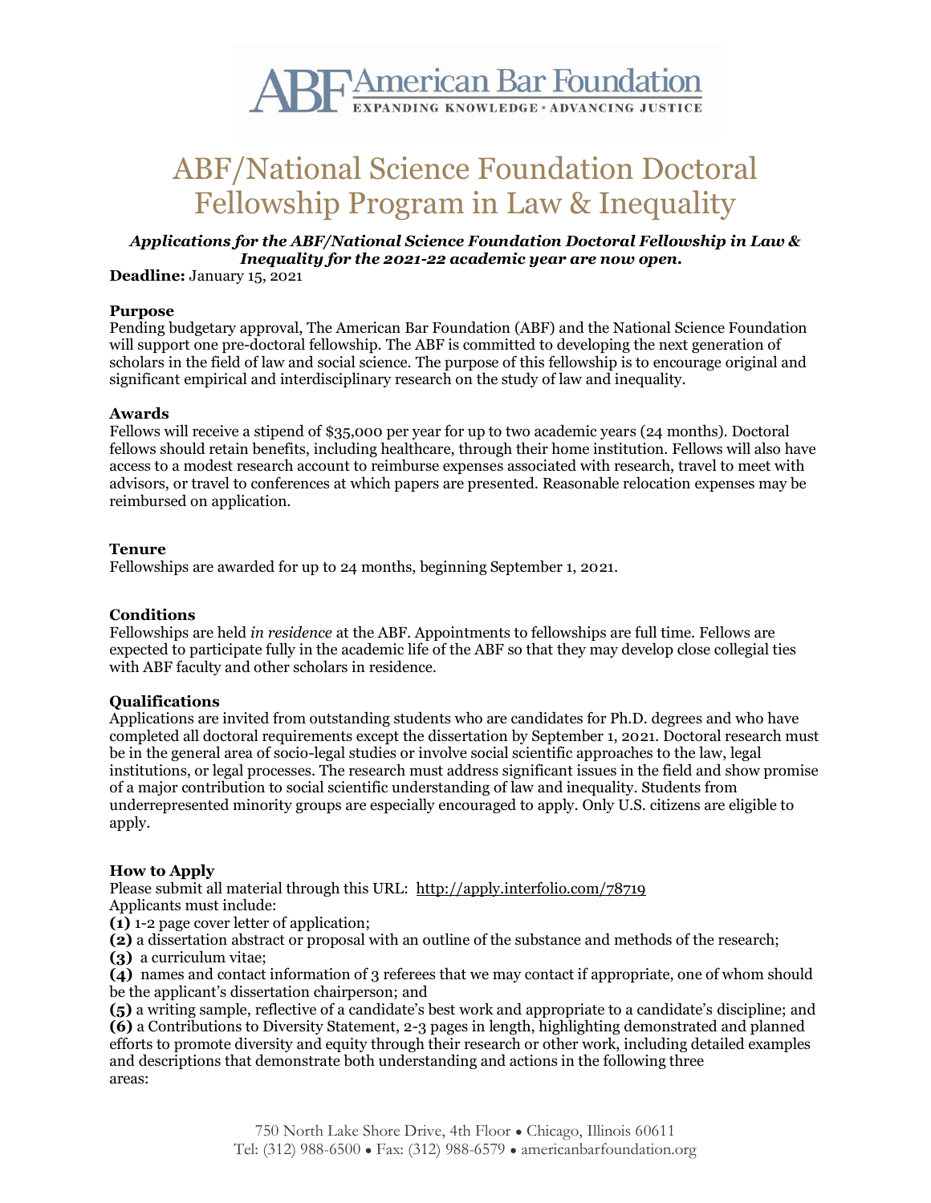# ABF/National Science Foundation Doctoral Fellowship Program in Law & Inequality

***Applications for the ABF/National Science Foundation Doctoral Fellowship in Law & Inequality for the 2021-22 academic year are now open.***

**Deadline:** January 15, 2021

### Purpose

Pending budgetary approval, The American Bar Foundation (ABF) and the National Science Foundation will support one pre-doctoral fellowship. The ABF is committed to developing the next generation of scholars in the field of law and social science. The purpose of this fellowship is to encourage original and significant empirical and interdisciplinary research on the study of law and inequality.

### Awards

Fellows will receive a stipend of $35,000 per year for up to two academic years (24 months). Doctoral fellows should retain benefits, including healthcare, through their home institution. Fellows will also have access to a modest research account to reimburse expenses associated with research, travel to meet with advisors, or travel to conferences at which papers are presented. Reasonable relocation expenses may be reimbursed on application.

### Tenure

Fellowships are awarded for up to 24 months, beginning September 1, 2021.

### Conditions

Fellowships are held *in residence* at the ABF. Appointments to fellowships are full time. Fellows are expected to participate fully in the academic life of the ABF so that they may develop close collegial ties with ABF faculty and other scholars in residence.

### Qualifications

Applications are invited from outstanding students who are candidates for Ph.D. degrees and who have completed all doctoral requirements except the dissertation by September 1, 2021. Doctoral research must be in the general area of socio-legal studies or involve social scientific approaches to the law, legal institutions, or legal processes. The research must address significant issues in the field and show promise of a major contribution to social scientific understanding of law and inequality. Students from underrepresented minority groups are especially encouraged to apply. Only U.S. citizens are eligible to apply.

### How to Apply

Please submit all material through this URL: http://apply.interfolio.com/78719

Applicants must include:

**(1)** 1-2 page cover letter of application;
**(2)** a dissertation abstract or proposal with an outline of the substance and methods of the research;
**(3)** a curriculum vitae;
**(4)** names and contact information of 3 referees that we may contact if appropriate, one of whom should be the applicant's dissertation chairperson; and
**(5)** a writing sample, reflective of a candidate's best work and appropriate to a candidate's discipline; and
**(6)** a Contributions to Diversity Statement, 2-3 pages in length, highlighting demonstrated and planned efforts to promote diversity and equity through their research or other work, including detailed examples and descriptions that demonstrate both understanding and actions in the following three areas: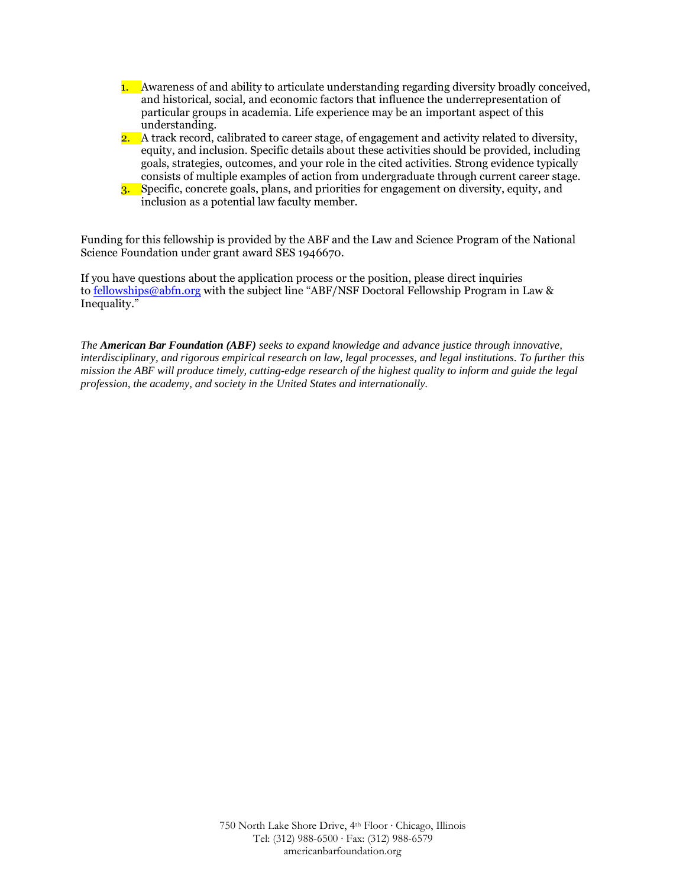1. Awareness of and ability to articulate understanding regarding diversity broadly conceived, and historical, social, and economic factors that influence the underrepresentation of particular groups in academia. Life experience may be an important aspect of this understanding.
2. A track record, calibrated to career stage, of engagement and activity related to diversity, equity, and inclusion. Specific details about these activities should be provided, including goals, strategies, outcomes, and your role in the cited activities. Strong evidence typically consists of multiple examples of action from undergraduate through current career stage.
3. Specific, concrete goals, plans, and priorities for engagement on diversity, equity, and inclusion as a potential law faculty member.

Funding for this fellowship is provided by the ABF and the Law and Science Program of the National Science Foundation under grant award SES 1946670.

If you have questions about the application process or the position, please direct inquiries to fellowships@abfn.org with the subject line "ABF/NSF Doctoral Fellowship Program in Law & Inequality."

*The **American Bar Foundation (ABF)** seeks to expand knowledge and advance justice through innovative, interdisciplinary, and rigorous empirical research on law, legal processes, and legal institutions. To further this mission the ABF will produce timely, cutting-edge research of the highest quality to inform and guide the legal profession, the academy, and society in the United States and internationally.*

750 North Lake Shore Drive, 4th Floor · Chicago, Illinois
Tel: (312) 988-6500 · Fax: (312) 988-6579
americanbarfoundation.org